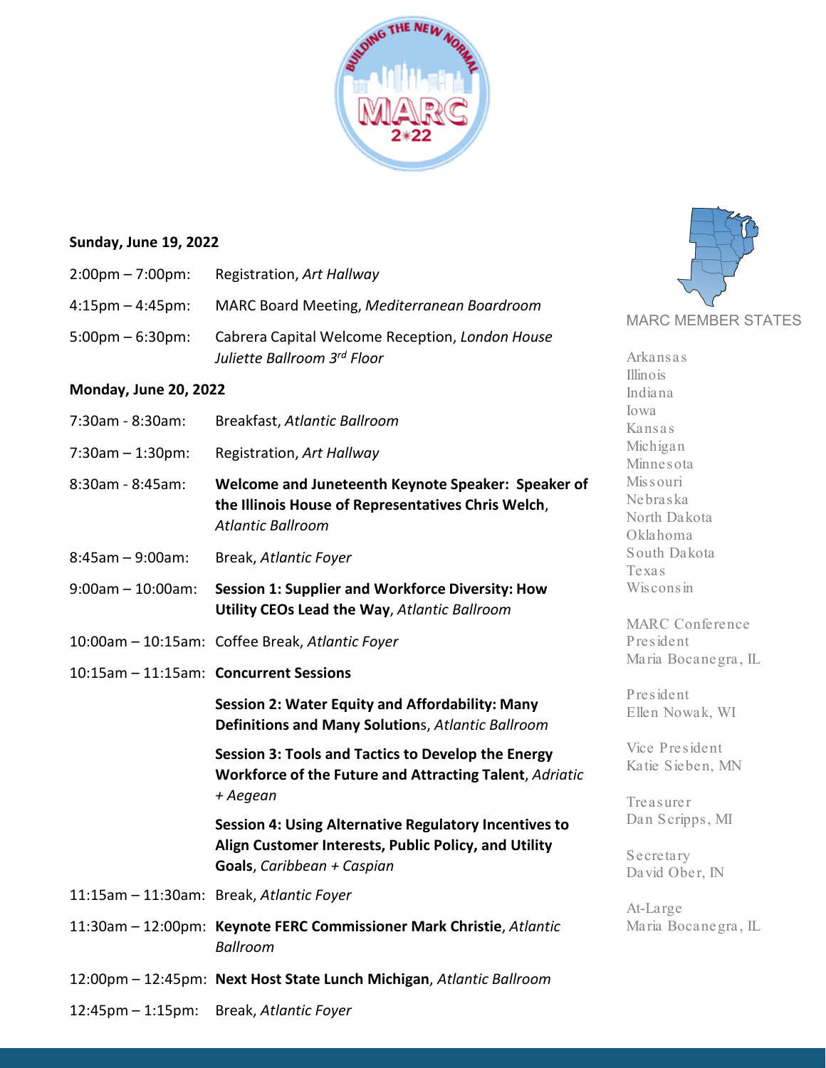## Sunday, June 19, 2022

2:00pm – 7:00pm: Registration, *Art Hallway*

4:15pm – 4:45pm: MARC Board Meeting, *Mediterranean Boardroom*

5:00pm – 6:30pm: Cabrera Capital Welcome Reception, *London House Juliette Ballroom 3rd Floor*

## Monday, June 20, 2022

7:30am - 8:30am: Breakfast, *Atlantic Ballroom*

7:30am – 1:30pm: Registration, *Art Hallway*

8:30am - 8:45am: **Welcome and Juneteenth Keynote Speaker: Speaker of the Illinois House of Representatives Chris Welch**, *Atlantic Ballroom*

8:45am – 9:00am: Break, *Atlantic Foyer*

9:00am – 10:00am: **Session 1: Supplier and Workforce Diversity: How Utility CEOs Lead the Way**, *Atlantic Ballroom*

10:00am – 10:15am: Coffee Break, *Atlantic Foyer*

10:15am – 11:15am: **Concurrent Sessions**

**Session 2: Water Equity and Affordability: Many Definitions and Many Solution**s, *Atlantic Ballroom*

**Session 3: Tools and Tactics to Develop the Energy Workforce of the Future and Attracting Talent**, *Adriatic + Aegean*

**Session 4: Using Alternative Regulatory Incentives to Align Customer Interests, Public Policy, and Utility Goals**, *Caribbean + Caspian*

11:15am – 11:30am: Break, *Atlantic Foyer*

11:30am – 12:00pm: **Keynote FERC Commissioner Mark Christie**, *Atlantic Ballroom*

12:00pm – 12:45pm: **Next Host State Lunch Michigan**, *Atlantic Ballroom*

12:45pm – 1:15pm: Break, *Atlantic Foyer*

MARC MEMBER STATES

Arkansas
Illinois
Indiana
Iowa
Kansas
Michigan
Minnesota
Missouri
Nebraska
North Dakota
Oklahoma
South Dakota
Texas
Wisconsin

MARC Conference President
Maria Bocanegra, IL

President
Ellen Nowak, WI

Vice President
Katie Sieben, MN

Treasurer
Dan Scripps, MI

Secretary
David Ober, IN

At-Large
Maria Bocanegra, IL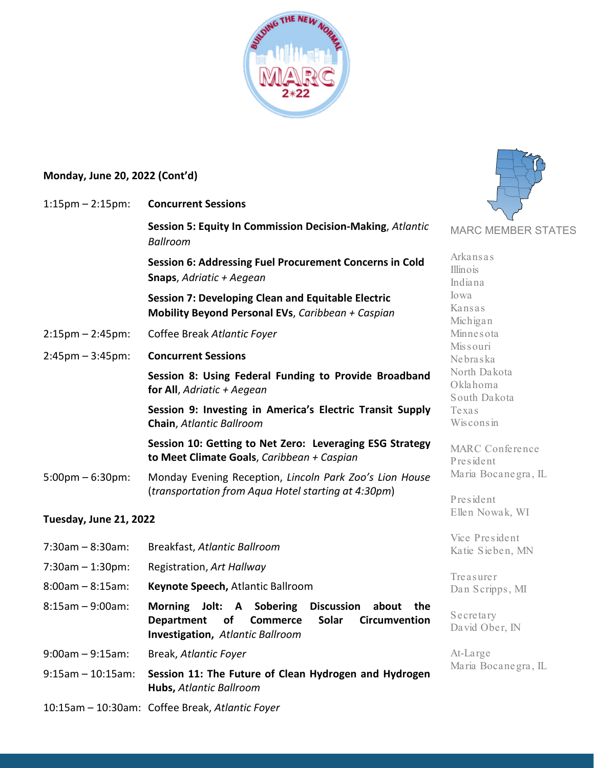## Monday, June 20, 2022 (Cont'd)

1:15pm – 2:15pm: **Concurrent Sessions**

**Session 5: Equity In Commission Decision-Making**, *Atlantic Ballroom*

**Session 6: Addressing Fuel Procurement Concerns in Cold Snaps**, *Adriatic + Aegean*

**Session 7: Developing Clean and Equitable Electric Mobility Beyond Personal EVs**, *Caribbean + Caspian*

2:15pm – 2:45pm: Coffee Break *Atlantic Foyer*

2:45pm – 3:45pm: **Concurrent Sessions**

**Session 8: Using Federal Funding to Provide Broadband for All**, *Adriatic + Aegean*

**Session 9: Investing in America's Electric Transit Supply Chain**, *Atlantic Ballroom*

**Session 10: Getting to Net Zero: Leveraging ESG Strategy to Meet Climate Goals**, *Caribbean + Caspian*

5:00pm – 6:30pm: Monday Evening Reception, *Lincoln Park Zoo's Lion House* (*transportation from Aqua Hotel starting at 4:30pm*)

## Tuesday, June 21, 2022

7:30am – 8:30am: Breakfast, *Atlantic Ballroom*

7:30am – 1:30pm: Registration, *Art Hallway*

8:00am – 8:15am: **Keynote Speech,** Atlantic Ballroom

8:15am – 9:00am: **Morning Jolt: A Sobering Discussion about the Department of Commerce Solar Circumvention Investigation,** *Atlantic Ballroom*

9:00am – 9:15am: Break, *Atlantic Foyer*

9:15am – 10:15am: **Session 11: The Future of Clean Hydrogen and Hydrogen Hubs,** *Atlantic Ballroom*

10:15am – 10:30am: Coffee Break, *Atlantic Foyer*

MARC MEMBER STATES

Arkansas
Illinois
Indiana
Iowa
Kansas
Michigan
Minnesota
Missouri
Nebraska
North Dakota
Oklahoma
South Dakota
Texas
Wisconsin

MARC Conference President
Maria Bocanegra, IL

President
Ellen Nowak, WI

Vice President
Katie Sieben, MN

Treasurer
Dan Scripps, MI

Secretary
David Ober, IN

At-Large
Maria Bocanegra, IL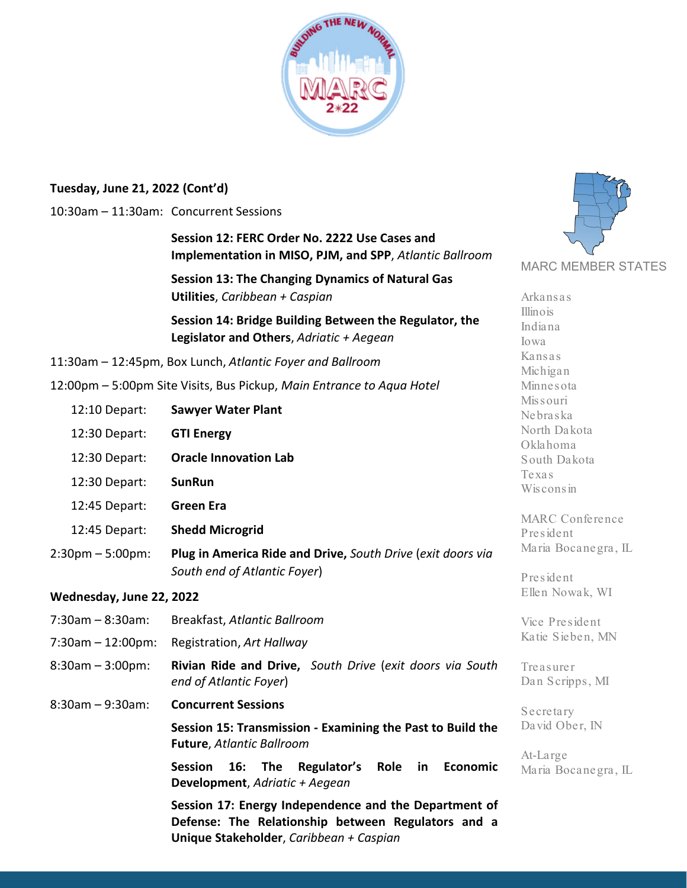**Tuesday, June 21, 2022 (Cont'd)**

10:30am – 11:30am: Concurrent Sessions

**Session 12: FERC Order No. 2222 Use Cases and Implementation in MISO, PJM, and SPP**, *Atlantic Ballroom*

**Session 13: The Changing Dynamics of Natural Gas Utilities**, *Caribbean + Caspian*

**Session 14: Bridge Building Between the Regulator, the Legislator and Others**, *Adriatic + Aegean*

11:30am – 12:45pm, Box Lunch, *Atlantic Foyer and Ballroom*

12:00pm – 5:00pm Site Visits, Bus Pickup, *Main Entrance to Aqua Hotel*

- 12:10 Depart: **Sawyer Water Plant**
- 12:30 Depart: **GTI Energy**
- 12:30 Depart: **Oracle Innovation Lab**
- 12:30 Depart: **SunRun**
- 12:45 Depart: **Green Era**
- 12:45 Depart: **Shedd Microgrid**

2:30pm – 5:00pm: **Plug in America Ride and Drive,** *South Drive* (*exit doors via South end of Atlantic Foyer*)

**Wednesday, June 22, 2022**

7:30am – 8:30am: Breakfast, *Atlantic Ballroom*

7:30am – 12:00pm: Registration, *Art Hallway*

8:30am – 3:00pm: **Rivian Ride and Drive,** *South Drive* (*exit doors via South end of Atlantic Foyer*)

8:30am – 9:30am: **Concurrent Sessions**

**Session 15: Transmission - Examining the Past to Build the Future**, *Atlantic Ballroom*

**Session 16: The Regulator's Role in Economic Development**, *Adriatic + Aegean*

**Session 17: Energy Independence and the Department of Defense: The Relationship between Regulators and a Unique Stakeholder**, *Caribbean + Caspian*

MARC MEMBER STATES

Arkansas
Illinois
Indiana
Iowa
Kansas
Michigan
Minnesota
Missouri
Nebraska
North Dakota
Oklahoma
South Dakota
Texas
Wisconsin

MARC Conference President
Maria Bocanegra, IL

President
Ellen Nowak, WI

Vice President
Katie Sieben, MN

Treasurer
Dan Scripps, MI

Secretary
David Ober, IN

At-Large
Maria Bocanegra, IL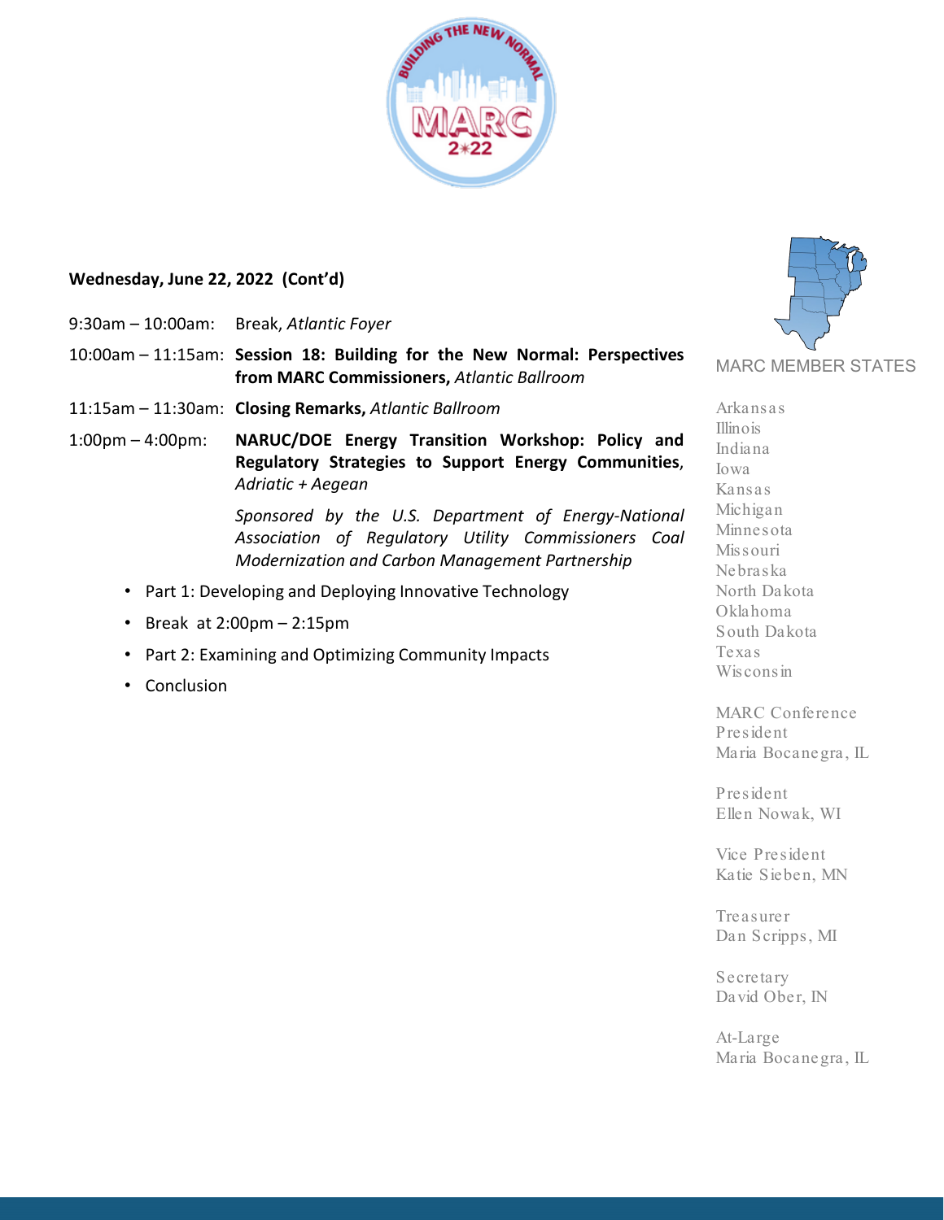**Wednesday, June 22, 2022 (Cont'd)**

9:30am – 10:00am: Break, *Atlantic Foyer*

10:00am – 11:15am: **Session 18: Building for the New Normal: Perspectives from MARC Commissioners,** *Atlantic Ballroom*

11:15am – 11:30am: **Closing Remarks,** *Atlantic Ballroom*

1:00pm – 4:00pm: **NARUC/DOE Energy Transition Workshop: Policy and Regulatory Strategies to Support Energy Communities**, *Adriatic + Aegean*

*Sponsored by the U.S. Department of Energy-National Association of Regulatory Utility Commissioners Coal Modernization and Carbon Management Partnership*

- Part 1: Developing and Deploying Innovative Technology
- Break at 2:00pm – 2:15pm
- Part 2: Examining and Optimizing Community Impacts
- Conclusion

MARC MEMBER STATES

Arkansas
Illinois
Indiana
Iowa
Kansas
Michigan
Minnesota
Missouri
Nebraska
North Dakota
Oklahoma
South Dakota
Texas
Wisconsin

MARC Conference President
Maria Bocanegra, IL

President
Ellen Nowak, WI

Vice President
Katie Sieben, MN

Treasurer
Dan Scripps, MI

Secretary
David Ober, IN

At-Large
Maria Bocanegra, IL